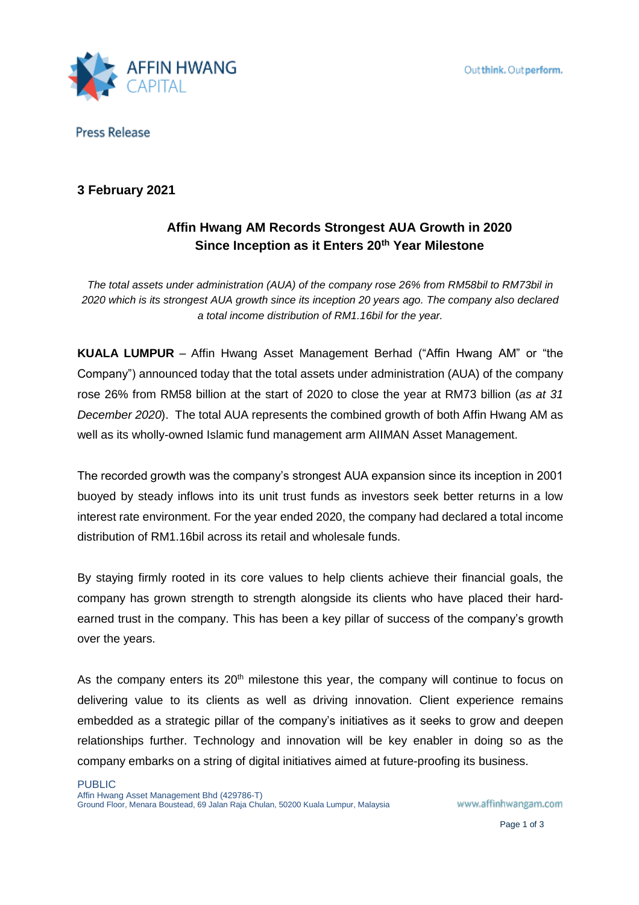Press Release

**3 February 2021**

## Affin Hwang AM Records Strongest AUA Growth in 2020 Since Inception as it Enters 20th Year Milestone

*The total assets under administration (AUA) of the company rose 26% from RM58bil to RM73bil in 2020 which is its strongest AUA growth since its inception 20 years ago. The company also declared a total income distribution of RM1.16bil for the year.*

**KUALA LUMPUR** – Affin Hwang Asset Management Berhad ("Affin Hwang AM" or "the Company") announced today that the total assets under administration (AUA) of the company rose 26% from RM58 billion at the start of 2020 to close the year at RM73 billion (*as at 31 December 2020*). The total AUA represents the combined growth of both Affin Hwang AM as well as its wholly-owned Islamic fund management arm AIIMAN Asset Management.

The recorded growth was the company's strongest AUA expansion since its inception in 2001 buoyed by steady inflows into its unit trust funds as investors seek better returns in a low interest rate environment. For the year ended 2020, the company had declared a total income distribution of RM1.16bil across its retail and wholesale funds.

By staying firmly rooted in its core values to help clients achieve their financial goals, the company has grown strength to strength alongside its clients who have placed their hard-earned trust in the company. This has been a key pillar of success of the company's growth over the years.

As the company enters its 20th milestone this year, the company will continue to focus on delivering value to its clients as well as driving innovation. Client experience remains embedded as a strategic pillar of the company's initiatives as it seeks to grow and deepen relationships further. Technology and innovation will be key enabler in doing so as the company embarks on a string of digital initiatives aimed at future-proofing its business.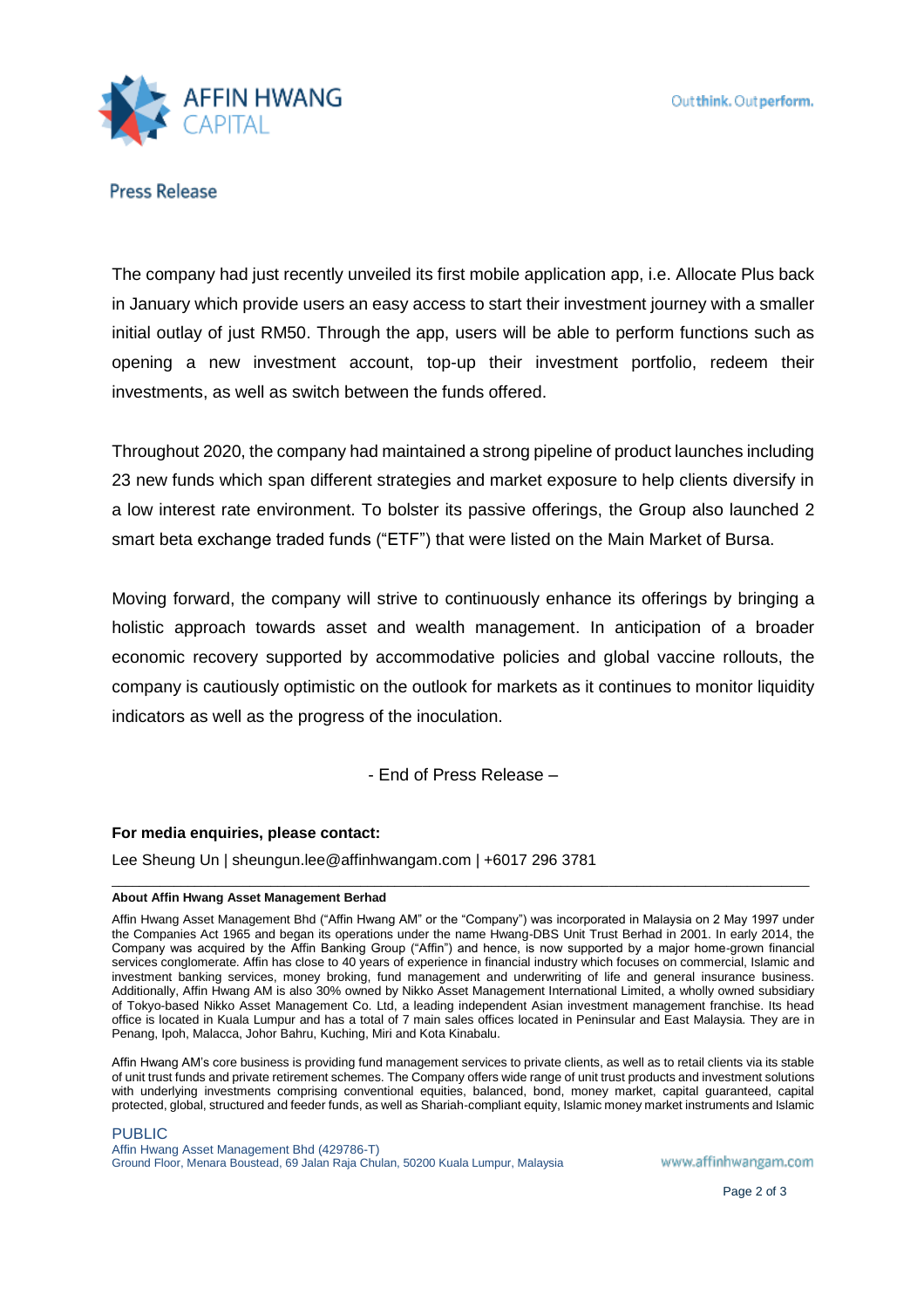Press Release

The company had just recently unveiled its first mobile application app, i.e. Allocate Plus back in January which provide users an easy access to start their investment journey with a smaller initial outlay of just RM50. Through the app, users will be able to perform functions such as opening a new investment account, top-up their investment portfolio, redeem their investments, as well as switch between the funds offered.

Throughout 2020, the company had maintained a strong pipeline of product launches including 23 new funds which span different strategies and market exposure to help clients diversify in a low interest rate environment. To bolster its passive offerings, the Group also launched 2 smart beta exchange traded funds ("ETF") that were listed on the Main Market of Bursa.

Moving forward, the company will strive to continuously enhance its offerings by bringing a holistic approach towards asset and wealth management. In anticipation of a broader economic recovery supported by accommodative policies and global vaccine rollouts, the company is cautiously optimistic on the outlook for markets as it continues to monitor liquidity indicators as well as the progress of the inoculation.

- End of Press Release –

**For media enquiries, please contact:**

Lee Sheung Un | sheungun.lee@affinhwangam.com | +6017 296 3781

---

**About Affin Hwang Asset Management Berhad**

Affin Hwang Asset Management Bhd ("Affin Hwang AM" or the "Company") was incorporated in Malaysia on 2 May 1997 under the Companies Act 1965 and began its operations under the name Hwang-DBS Unit Trust Berhad in 2001. In early 2014, the Company was acquired by the Affin Banking Group ("Affin") and hence, is now supported by a major home-grown financial services conglomerate. Affin has close to 40 years of experience in financial industry which focuses on commercial, Islamic and investment banking services, money broking, fund management and underwriting of life and general insurance business. Additionally, Affin Hwang AM is also 30% owned by Nikko Asset Management International Limited, a wholly owned subsidiary of Tokyo-based Nikko Asset Management Co. Ltd, a leading independent Asian investment management franchise. Its head office is located in Kuala Lumpur and has a total of 7 main sales offices located in Peninsular and East Malaysia. They are in Penang, Ipoh, Malacca, Johor Bahru, Kuching, Miri and Kota Kinabalu.

Affin Hwang AM's core business is providing fund management services to private clients, as well as to retail clients via its stable of unit trust funds and private retirement schemes. The Company offers wide range of unit trust products and investment solutions with underlying investments comprising conventional equities, balanced, bond, money market, capital guaranteed, capital protected, global, structured and feeder funds, as well as Shariah-compliant equity, Islamic money market instruments and Islamic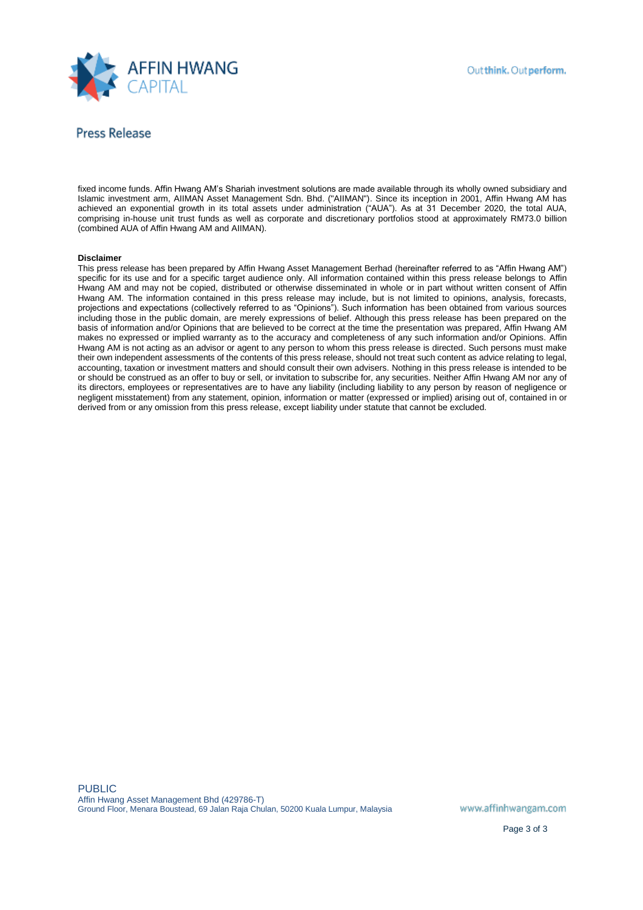fixed income funds. Affin Hwang AM's Shariah investment solutions are made available through its wholly owned subsidiary and Islamic investment arm, AIIMAN Asset Management Sdn. Bhd. ("AIIMAN"). Since its inception in 2001, Affin Hwang AM has achieved an exponential growth in its total assets under administration ("AUA"). As at 31 December 2020, the total AUA, comprising in-house unit trust funds as well as corporate and discretionary portfolios stood at approximately RM73.0 billion (combined AUA of Affin Hwang AM and AIIMAN).

**Disclaimer**

This press release has been prepared by Affin Hwang Asset Management Berhad (hereinafter referred to as "Affin Hwang AM") specific for its use and for a specific target audience only. All information contained within this press release belongs to Affin Hwang AM and may not be copied, distributed or otherwise disseminated in whole or in part without written consent of Affin Hwang AM. The information contained in this press release may include, but is not limited to opinions, analysis, forecasts, projections and expectations (collectively referred to as "Opinions"). Such information has been obtained from various sources including those in the public domain, are merely expressions of belief. Although this press release has been prepared on the basis of information and/or Opinions that are believed to be correct at the time the presentation was prepared, Affin Hwang AM makes no expressed or implied warranty as to the accuracy and completeness of any such information and/or Opinions. Affin Hwang AM is not acting as an advisor or agent to any person to whom this press release is directed. Such persons must make their own independent assessments of the contents of this press release, should not treat such content as advice relating to legal, accounting, taxation or investment matters and should consult their own advisers. Nothing in this press release is intended to be or should be construed as an offer to buy or sell, or invitation to subscribe for, any securities. Neither Affin Hwang AM nor any of its directors, employees or representatives are to have any liability (including liability to any person by reason of negligence or negligent misstatement) from any statement, opinion, information or matter (expressed or implied) arising out of, contained in or derived from or any omission from this press release, except liability under statute that cannot be excluded.